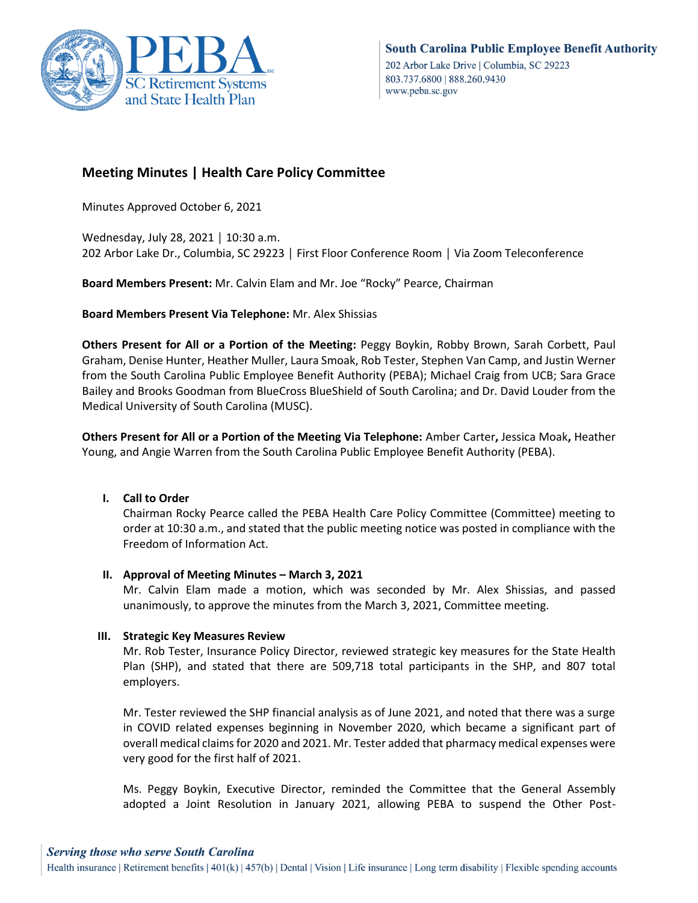South Carolina Public Employee Benefit Authority
202 Arbor Lake Drive | Columbia, SC 29223
803.737.6800 | 888.260.9430
www.peba.sc.gov

# Meeting Minutes | Health Care Policy Committee

Minutes Approved October 6, 2021

Wednesday, July 28, 2021 │ 10:30 a.m.
202 Arbor Lake Dr., Columbia, SC 29223 │ First Floor Conference Room │ Via Zoom Teleconference

**Board Members Present:** Mr. Calvin Elam and Mr. Joe "Rocky" Pearce, Chairman

**Board Members Present Via Telephone:** Mr. Alex Shissias

**Others Present for All or a Portion of the Meeting:** Peggy Boykin, Robby Brown, Sarah Corbett, Paul Graham, Denise Hunter, Heather Muller, Laura Smoak, Rob Tester, Stephen Van Camp, and Justin Werner from the South Carolina Public Employee Benefit Authority (PEBA); Michael Craig from UCB; Sara Grace Bailey and Brooks Goodman from BlueCross BlueShield of South Carolina; and Dr. David Louder from the Medical University of South Carolina (MUSC).

**Others Present for All or a Portion of the Meeting Via Telephone:** Amber Carter**,** Jessica Moak**,** Heather Young, and Angie Warren from the South Carolina Public Employee Benefit Authority (PEBA).

**I. Call to Order**

Chairman Rocky Pearce called the PEBA Health Care Policy Committee (Committee) meeting to order at 10:30 a.m., and stated that the public meeting notice was posted in compliance with the Freedom of Information Act.

**II. Approval of Meeting Minutes – March 3, 2021**

Mr. Calvin Elam made a motion, which was seconded by Mr. Alex Shissias, and passed unanimously, to approve the minutes from the March 3, 2021, Committee meeting.

**III. Strategic Key Measures Review**

Mr. Rob Tester, Insurance Policy Director, reviewed strategic key measures for the State Health Plan (SHP), and stated that there are 509,718 total participants in the SHP, and 807 total employers.

Mr. Tester reviewed the SHP financial analysis as of June 2021, and noted that there was a surge in COVID related expenses beginning in November 2020, which became a significant part of overall medical claims for 2020 and 2021. Mr. Tester added that pharmacy medical expenses were very good for the first half of 2021.

Ms. Peggy Boykin, Executive Director, reminded the Committee that the General Assembly adopted a Joint Resolution in January 2021, allowing PEBA to suspend the Other Post-

*Serving those who serve South Carolina*
Health insurance | Retirement benefits | 401(k) | 457(b) | Dental | Vision | Life insurance | Long term disability | Flexible spending accounts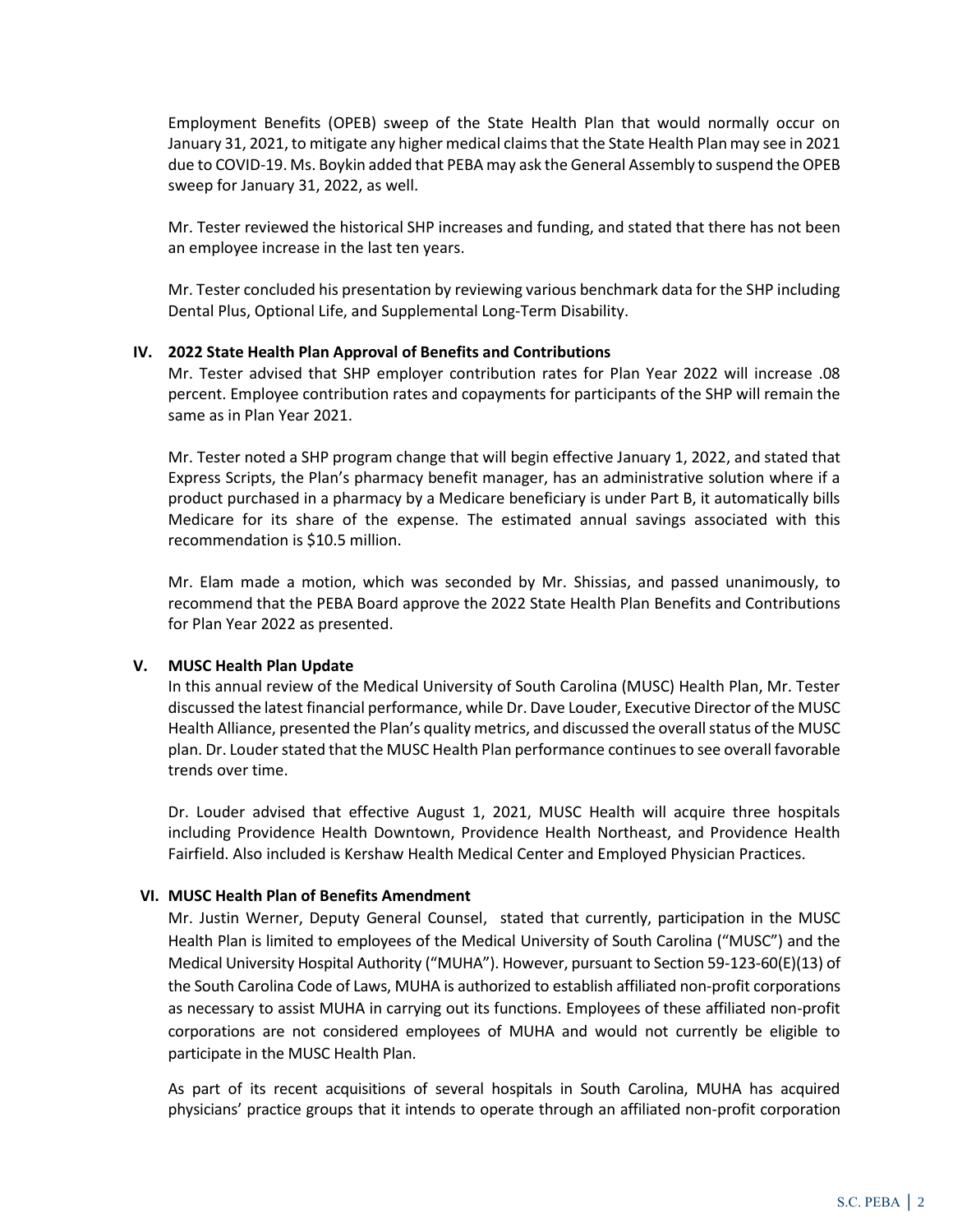Employment Benefits (OPEB) sweep of the State Health Plan that would normally occur on January 31, 2021, to mitigate any higher medical claims that the State Health Plan may see in 2021 due to COVID-19. Ms. Boykin added that PEBA may ask the General Assembly to suspend the OPEB sweep for January 31, 2022, as well.

Mr. Tester reviewed the historical SHP increases and funding, and stated that there has not been an employee increase in the last ten years.

Mr. Tester concluded his presentation by reviewing various benchmark data for the SHP including Dental Plus, Optional Life, and Supplemental Long-Term Disability.

## IV. 2022 State Health Plan Approval of Benefits and Contributions

Mr. Tester advised that SHP employer contribution rates for Plan Year 2022 will increase .08 percent. Employee contribution rates and copayments for participants of the SHP will remain the same as in Plan Year 2021.

Mr. Tester noted a SHP program change that will begin effective January 1, 2022, and stated that Express Scripts, the Plan's pharmacy benefit manager, has an administrative solution where if a product purchased in a pharmacy by a Medicare beneficiary is under Part B, it automatically bills Medicare for its share of the expense. The estimated annual savings associated with this recommendation is $10.5 million.

Mr. Elam made a motion, which was seconded by Mr. Shissias, and passed unanimously, to recommend that the PEBA Board approve the 2022 State Health Plan Benefits and Contributions for Plan Year 2022 as presented.

## V. MUSC Health Plan Update

In this annual review of the Medical University of South Carolina (MUSC) Health Plan, Mr. Tester discussed the latest financial performance, while Dr. Dave Louder, Executive Director of the MUSC Health Alliance, presented the Plan's quality metrics, and discussed the overall status of the MUSC plan. Dr. Louder stated that the MUSC Health Plan performance continues to see overall favorable trends over time.

Dr. Louder advised that effective August 1, 2021, MUSC Health will acquire three hospitals including Providence Health Downtown, Providence Health Northeast, and Providence Health Fairfield. Also included is Kershaw Health Medical Center and Employed Physician Practices.

## VI. MUSC Health Plan of Benefits Amendment

Mr. Justin Werner, Deputy General Counsel, stated that currently, participation in the MUSC Health Plan is limited to employees of the Medical University of South Carolina ("MUSC") and the Medical University Hospital Authority ("MUHA"). However, pursuant to Section 59-123-60(E)(13) of the South Carolina Code of Laws, MUHA is authorized to establish affiliated non-profit corporations as necessary to assist MUHA in carrying out its functions. Employees of these affiliated non-profit corporations are not considered employees of MUHA and would not currently be eligible to participate in the MUSC Health Plan.

As part of its recent acquisitions of several hospitals in South Carolina, MUHA has acquired physicians' practice groups that it intends to operate through an affiliated non-profit corporation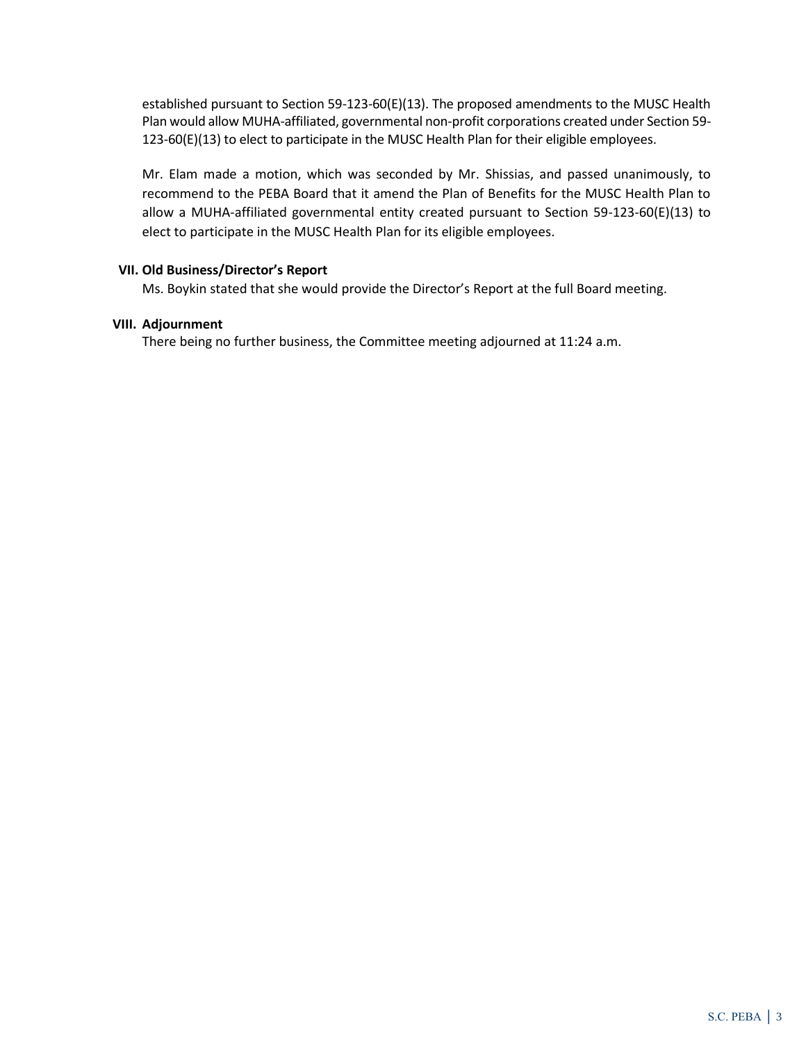established pursuant to Section 59-123-60(E)(13). The proposed amendments to the MUSC Health Plan would allow MUHA-affiliated, governmental non-profit corporations created under Section 59-123-60(E)(13) to elect to participate in the MUSC Health Plan for their eligible employees.

Mr. Elam made a motion, which was seconded by Mr. Shissias, and passed unanimously, to recommend to the PEBA Board that it amend the Plan of Benefits for the MUSC Health Plan to allow a MUHA-affiliated governmental entity created pursuant to Section 59-123-60(E)(13) to elect to participate in the MUSC Health Plan for its eligible employees.

**VII. Old Business/Director's Report**

Ms. Boykin stated that she would provide the Director's Report at the full Board meeting.

**VIII. Adjournment**

There being no further business, the Committee meeting adjourned at 11:24 a.m.